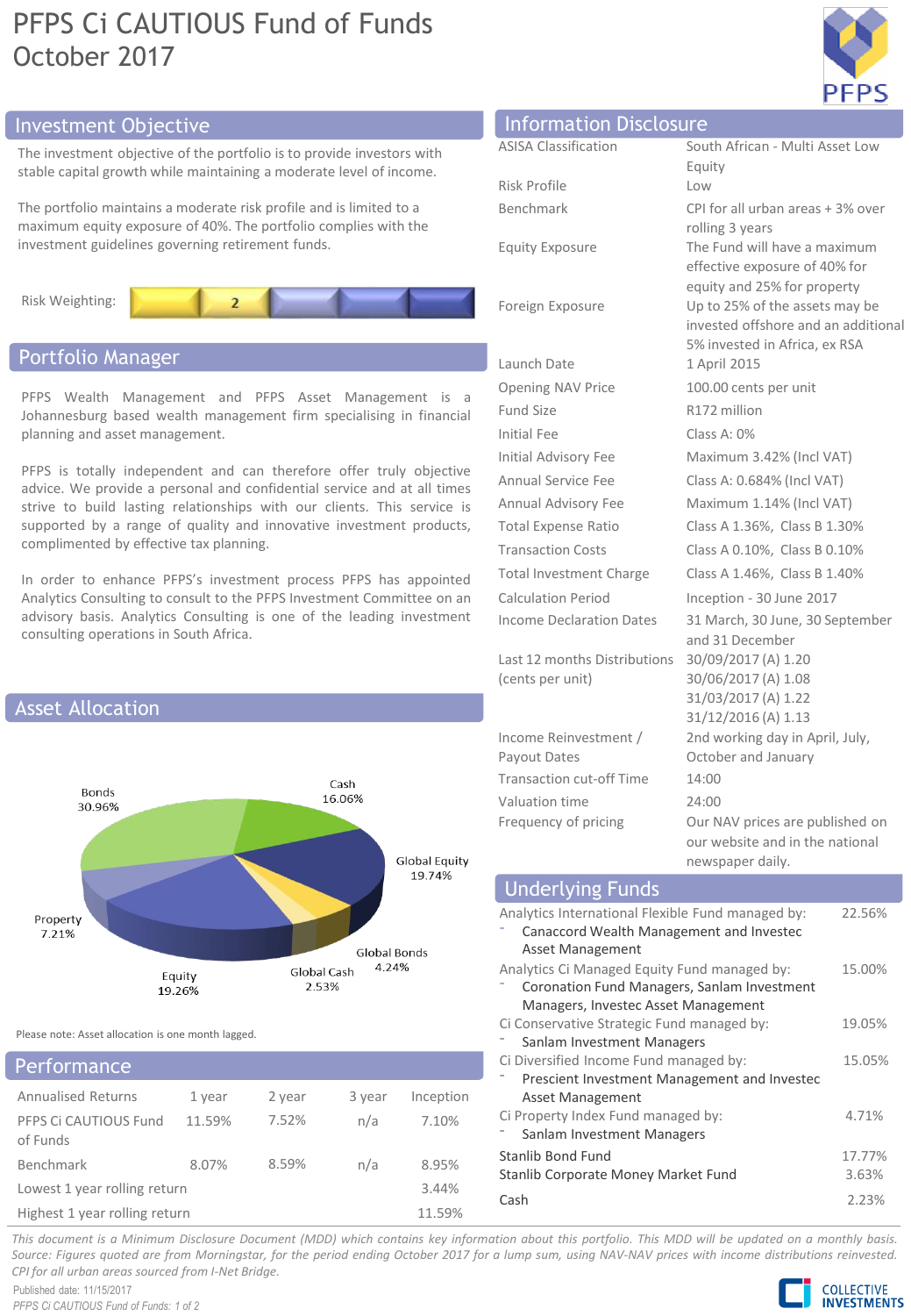# PFPS Ci CAUTIOUS Fund of Funds
October 2017

## Investment Objective

The investment objective of the portfolio is to provide investors with stable capital growth while maintaining a moderate level of income.

The portfolio maintains a moderate risk profile and is limited to a maximum equity exposure of 40%. The portfolio complies with the investment guidelines governing retirement funds.

Risk Weighting: 2

## Portfolio Manager

PFPS Wealth Management and PFPS Asset Management is a Johannesburg based wealth management firm specialising in financial planning and asset management.

PFPS is totally independent and can therefore offer truly objective advice. We provide a personal and confidential service and at all times strive to build lasting relationships with our clients. This service is supported by a range of quality and innovative investment products, complimented by effective tax planning.

In order to enhance PFPS's investment process PFPS has appointed Analytics Consulting to consult to the PFPS Investment Committee on an advisory basis. Analytics Consulting is one of the leading investment consulting operations in South Africa.

## Asset Allocation

| Asset | Allocation |
|---|---|
| Bonds | 30.96% |
| Cash | 16.06% |
| Global Equity | 19.74% |
| Global Bonds | 4.24% |
| Global Cash | 2.53% |
| Equity | 19.26% |
| Property | 7.21% |

Please note: Asset allocation is one month lagged.

## Performance

| Annualised Returns | 1 year | 2 year | 3 year | Inception |
|---|---|---|---|---|
| PFPS Ci CAUTIOUS Fund of Funds | 11.59% | 7.52% | n/a | 7.10% |
| Benchmark | 8.07% | 8.59% | n/a | 8.95% |
| Lowest 1 year rolling return | | | | 3.44% |
| Highest 1 year rolling return | | | | 11.59% |

## Information Disclosure

| | |
|---|---|
| ASISA Classification | South African - Multi Asset Low Equity |
| Risk Profile | Low |
| Benchmark | CPI for all urban areas + 3% over rolling 3 years |
| Equity Exposure | The Fund will have a maximum effective exposure of 40% for equity and 25% for property |
| Foreign Exposure | Up to 25% of the assets may be invested offshore and an additional 5% invested in Africa, ex RSA |
| Launch Date | 1 April 2015 |
| Opening NAV Price | 100.00 cents per unit |
| Fund Size | R172 million |
| Initial Fee | Class A: 0% |
| Initial Advisory Fee | Maximum 3.42% (Incl VAT) |
| Annual Service Fee | Class A: 0.684% (Incl VAT) |
| Annual Advisory Fee | Maximum 1.14% (Incl VAT) |
| Total Expense Ratio | Class A 1.36%, Class B 1.30% |
| Transaction Costs | Class A 0.10%, Class B 0.10% |
| Total Investment Charge | Class A 1.46%, Class B 1.40% |
| Calculation Period | Inception - 30 June 2017 |
| Income Declaration Dates | 31 March, 30 June, 30 September and 31 December |
| Last 12 months Distributions (cents per unit) | 30/09/2017 (A) 1.20<br>30/06/2017 (A) 1.08<br>31/03/2017 (A) 1.22<br>31/12/2016 (A) 1.13 |
| Income Reinvestment / Payout Dates | 2nd working day in April, July, October and January |
| Transaction cut-off Time | 14:00 |
| Valuation time | 24:00 |
| Frequency of pricing | Our NAV prices are published on our website and in the national newspaper daily. |

## Underlying Funds

| Fund | Weight |
|---|---|
| Analytics International Flexible Fund managed by:<br>- Canaccord Wealth Management and Investec Asset Management | 22.56% |
| Analytics Ci Managed Equity Fund managed by:<br>- Coronation Fund Managers, Sanlam Investment Managers, Investec Asset Management | 15.00% |
| Ci Conservative Strategic Fund managed by:<br>- Sanlam Investment Managers | 19.05% |
| Ci Diversified Income Fund managed by:<br>- Prescient Investment Management and Investec Asset Management | 15.05% |
| Ci Property Index Fund managed by:<br>- Sanlam Investment Managers | 4.71% |
| Stanlib Bond Fund | 17.77% |
| Stanlib Corporate Money Market Fund | 3.63% |
| Cash | 2.23% |

*This document is a Minimum Disclosure Document (MDD) which contains key information about this portfolio. This MDD will be updated on a monthly basis. Source: Figures quoted are from Morningstar, for the period ending October 2017 for a lump sum, using NAV-NAV prices with income distributions reinvested. CPI for all urban areas sourced from I-Net Bridge.*

Published date: 11/15/2017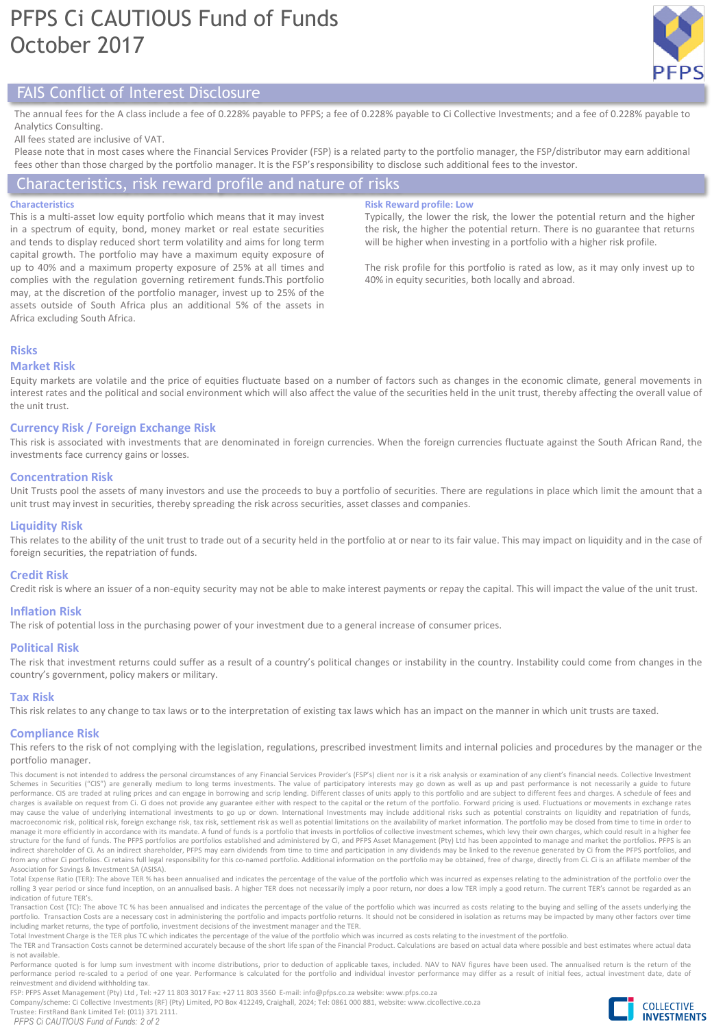# PFPS Ci CAUTIOUS Fund of Funds
October 2017

## FAIS Conflict of Interest Disclosure

The annual fees for the A class include a fee of 0.228% payable to PFPS; a fee of 0.228% payable to Ci Collective Investments; and a fee of 0.228% payable to Analytics Consulting.

All fees stated are inclusive of VAT.

Please note that in most cases where the Financial Services Provider (FSP) is a related party to the portfolio manager, the FSP/distributor may earn additional fees other than those charged by the portfolio manager. It is the FSP's responsibility to disclose such additional fees to the investor.

## Characteristics, risk reward profile and nature of risks

### Characteristics

This is a multi-asset low equity portfolio which means that it may invest in a spectrum of equity, bond, money market or real estate securities and tends to display reduced short term volatility and aims for long term capital growth. The portfolio may have a maximum equity exposure of up to 40% and a maximum property exposure of 25% at all times and complies with the regulation governing retirement funds.This portfolio may, at the discretion of the portfolio manager, invest up to 25% of the assets outside of South Africa plus an additional 5% of the assets in Africa excluding South Africa.

### Risk Reward profile: Low

Typically, the lower the risk, the lower the potential return and the higher the risk, the higher the potential return. There is no guarantee that returns will be higher when investing in a portfolio with a higher risk profile.

The risk profile for this portfolio is rated as low, as it may only invest up to 40% in equity securities, both locally and abroad.

### Risks

#### Market Risk

Equity markets are volatile and the price of equities fluctuate based on a number of factors such as changes in the economic climate, general movements in interest rates and the political and social environment which will also affect the value of the securities held in the unit trust, thereby affecting the overall value of the unit trust.

#### Currency Risk / Foreign Exchange Risk

This risk is associated with investments that are denominated in foreign currencies. When the foreign currencies fluctuate against the South African Rand, the investments face currency gains or losses.

#### Concentration Risk

Unit Trusts pool the assets of many investors and use the proceeds to buy a portfolio of securities. There are regulations in place which limit the amount that a unit trust may invest in securities, thereby spreading the risk across securities, asset classes and companies.

#### Liquidity Risk

This relates to the ability of the unit trust to trade out of a security held in the portfolio at or near to its fair value. This may impact on liquidity and in the case of foreign securities, the repatriation of funds.

#### Credit Risk

Credit risk is where an issuer of a non-equity security may not be able to make interest payments or repay the capital. This will impact the value of the unit trust.

#### Inflation Risk

The risk of potential loss in the purchasing power of your investment due to a general increase of consumer prices.

#### Political Risk

The risk that investment returns could suffer as a result of a country's political changes or instability in the country. Instability could come from changes in the country's government, policy makers or military.

#### Tax Risk

This risk relates to any change to tax laws or to the interpretation of existing tax laws which has an impact on the manner in which unit trusts are taxed.

#### Compliance Risk

This refers to the risk of not complying with the legislation, regulations, prescribed investment limits and internal policies and procedures by the manager or the portfolio manager.

This document is not intended to address the personal circumstances of any Financial Services Provider's (FSP's) client nor is it a risk analysis or examination of any client's financial needs. Collective Investment Schemes in Securities ("CIS") are generally medium to long terms investments. The value of participatory interests may go down as well as up and past performance is not necessarily a guide to future performance. CIS are traded at ruling prices and can engage in borrowing and scrip lending. Different classes of units apply to this portfolio and are subject to different fees and charges. A schedule of fees and charges is available on request from Ci. Ci does not provide any guarantee either with respect to the capital or the return of the portfolio. Forward pricing is used. Fluctuations or movements in exchange rates may cause the value of underlying international investments to go up or down. International Investments may include additional risks such as potential constraints on liquidity and repatriation of funds, macroeconomic risk, political risk, foreign exchange risk, tax risk, settlement risk as well as potential limitations on the availability of market information. The portfolio may be closed from time to time in order to manage it more efficiently in accordance with its mandate. A fund of funds is a portfolio that invests in portfolios of collective investment schemes, which levy their own charges, which could result in a higher fee structure for the fund of funds. The PFPS portfolios are portfolios established and administered by Ci, and PFPS Asset Management (Pty) Ltd has been appointed to manage and market the portfolios. PFPS is an indirect shareholder of Ci. As an indirect shareholder, PFPS may earn dividends from time to time and participation in any dividends may be linked to the revenue generated by Ci from the PFPS portfolios, and from any other Ci portfolios. Ci retains full legal responsibility for this co-named portfolio. Additional information on the portfolio may be obtained, free of charge, directly from Ci. Ci is an affiliate member of the Association for Savings & Investment SA (ASISA).

Total Expense Ratio (TER): The above TER % has been annualised and indicates the percentage of the value of the portfolio which was incurred as expenses relating to the administration of the portfolio over the rolling 3 year period or since fund inception, on an annualised basis. A higher TER does not necessarily imply a poor return, nor does a low TER imply a good return. The current TER's cannot be regarded as an indication of future TER's.

Transaction Cost (TC): The above TC % has been annualised and indicates the percentage of the value of the portfolio which was incurred as costs relating to the buying and selling of the assets underlying the portfolio. Transaction Costs are a necessary cost in administering the portfolio and impacts portfolio returns. It should not be considered in isolation as returns may be impacted by many other factors over time including market returns, the type of portfolio, investment decisions of the investment manager and the TER.

Total Investment Charge is the TER plus TC which indicates the percentage of the value of the portfolio which was incurred as costs relating to the investment of the portfolio.

The TER and Transaction Costs cannot be determined accurately because of the short life span of the Financial Product. Calculations are based on actual data where possible and best estimates where actual data is not available.

Performance quoted is for lump sum investment with income distributions, prior to deduction of applicable taxes, included. NAV to NAV figures have been used. The annualised return is the return of the performance period re-scaled to a period of one year. Performance is calculated for the portfolio and individual investor performance may differ as a result of initial fees, actual investment date, date of reinvestment and dividend withholding tax.

FSP: PFPS Asset Management (Pty) Ltd , Tel: +27 11 803 3017 Fax: +27 11 803 3560 E-mail: info@pfps.co.za website: www.pfps.co.za

Company/scheme: Ci Collective Investments (RF) (Pty) Limited, PO Box 412249, Craighall, 2024; Tel: 0861 000 881, website: www.cicollective.co.za

Trustee: FirstRand Bank Limited Tel: (011) 371 2111.